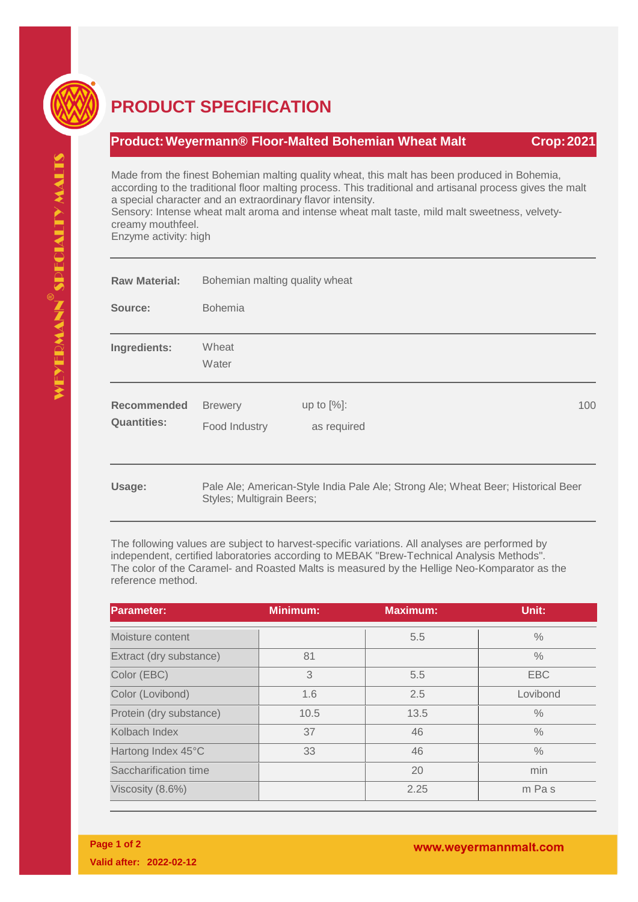# PRODUCT SPECIFICATION

**Product: Weyermann® Floor-Malted Bohemian Wheat Malt** **Crop: 2021**

Made from the finest Bohemian malting quality wheat, this malt has been produced in Bohemia, according to the traditional floor malting process. This traditional and artisanal process gives the malt a special character and an extraordinary flavor intensity.
Sensory: Intense wheat malt aroma and intense wheat malt taste, mild malt sweetness, velvety-creamy mouthfeel.
Enzyme activity: high

**Raw Material:** Bohemian malting quality wheat

**Source:** Bohemia

**Ingredients:** Wheat
Water

**Recommended Quantities:**

| | | |
|---|---|---|
| Brewery | up to [%]: | 100 |
| Food Industry | as required | |

**Usage:** Pale Ale; American-Style India Pale Ale; Strong Ale; Wheat Beer; Historical Beer Styles; Multigrain Beers;

The following values are subject to harvest-specific variations. All analyses are performed by independent, certified laboratories according to MEBAK "Brew-Technical Analysis Methods".
The color of the Caramel- and Roasted Malts is measured by the Hellige Neo-Komparator as the reference method.

| Parameter: | Minimum: | Maximum: | Unit: |
|---|---|---|---|
| Moisture content | | 5.5 | % |
| Extract (dry substance) | 81 | | % |
| Color (EBC) | 3 | 5.5 | EBC |
| Color (Lovibond) | 1.6 | 2.5 | Lovibond |
| Protein (dry substance) | 10.5 | 13.5 | % |
| Kolbach Index | 37 | 46 | % |
| Hartong Index 45°C | 33 | 46 | % |
| Saccharification time | | 20 | min |
| Viscosity (8.6%) | | 2.25 | m Pa s |

Valid after: 2022-02-12

www.weyermannmalt.com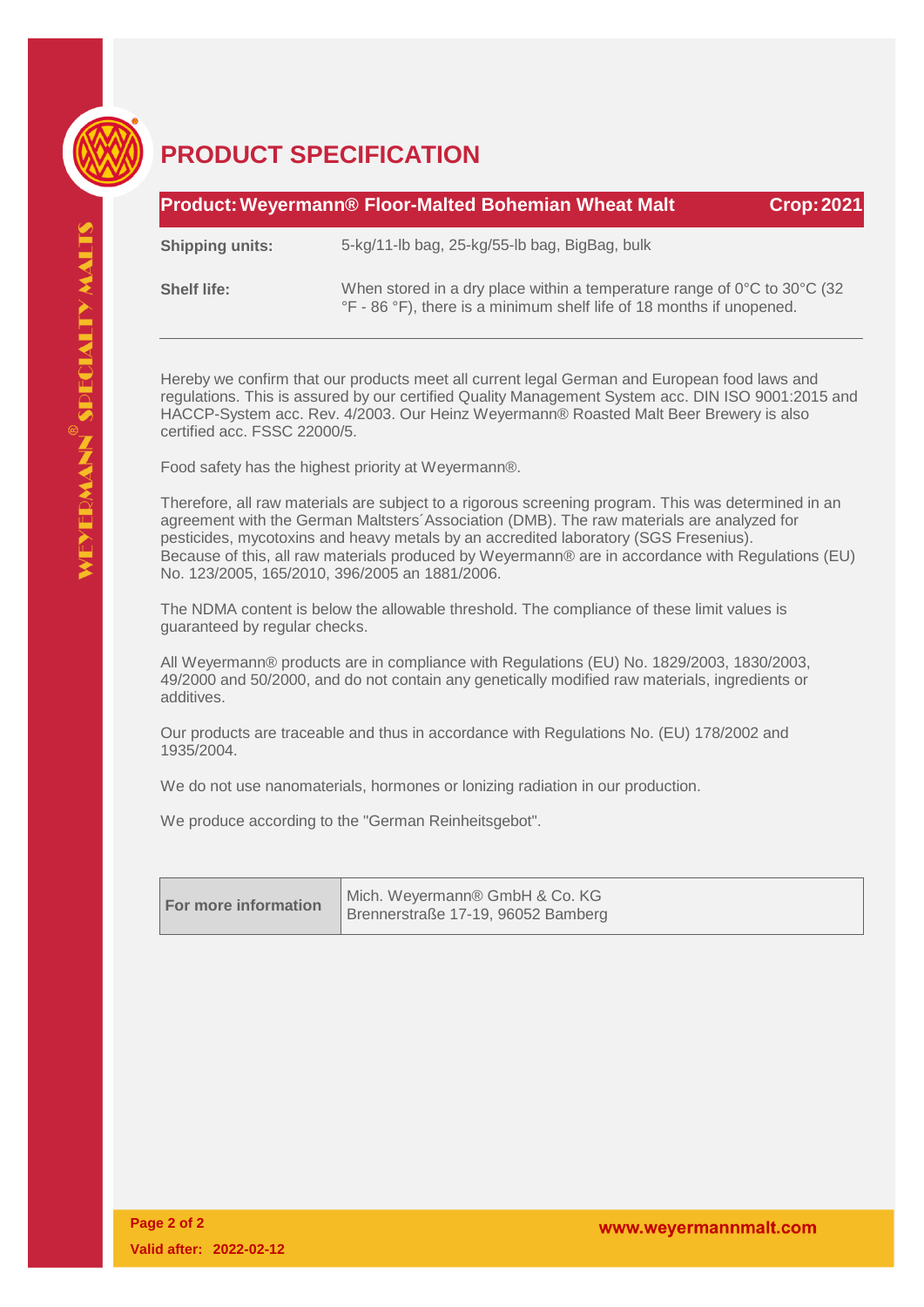# PRODUCT SPECIFICATION

| Product: Weyermann® Floor-Malted Bohemian Wheat Malt | Crop: 2021 |
|---|---|
| **Shipping units:** | 5-kg/11-lb bag, 25-kg/55-lb bag, BigBag, bulk |
| **Shelf life:** | When stored in a dry place within a temperature range of 0°C to 30°C (32 °F - 86 °F), there is a minimum shelf life of 18 months if unopened. |

Hereby we confirm that our products meet all current legal German and European food laws and regulations. This is assured by our certified Quality Management System acc. DIN ISO 9001:2015 and HACCP-System acc. Rev. 4/2003. Our Heinz Weyermann® Roasted Malt Beer Brewery is also certified acc. FSSC 22000/5.

Food safety has the highest priority at Weyermann®.

Therefore, all raw materials are subject to a rigorous screening program. This was determined in an agreement with the German Maltsters´Association (DMB). The raw materials are analyzed for pesticides, mycotoxins and heavy metals by an accredited laboratory (SGS Fresenius).
Because of this, all raw materials produced by Weyermann® are in accordance with Regulations (EU) No. 123/2005, 165/2010, 396/2005 an 1881/2006.

The NDMA content is below the allowable threshold. The compliance of these limit values is guaranteed by regular checks.

All Weyermann® products are in compliance with Regulations (EU) No. 1829/2003, 1830/2003, 49/2000 and 50/2000, and do not contain any genetically modified raw materials, ingredients or additives.

Our products are traceable and thus in accordance with Regulations No. (EU) 178/2002 and 1935/2004.

We do not use nanomaterials, hormones or Ionizing radiation in our production.

We produce according to the "German Reinheitsgebot".

| | |
|---|---|
| **For more information** | Mich. Weyermann® GmbH & Co. KG<br>Brennerstraße 17-19, 96052 Bamberg |

Valid after: 2022-02-12

www.weyermannmalt.com